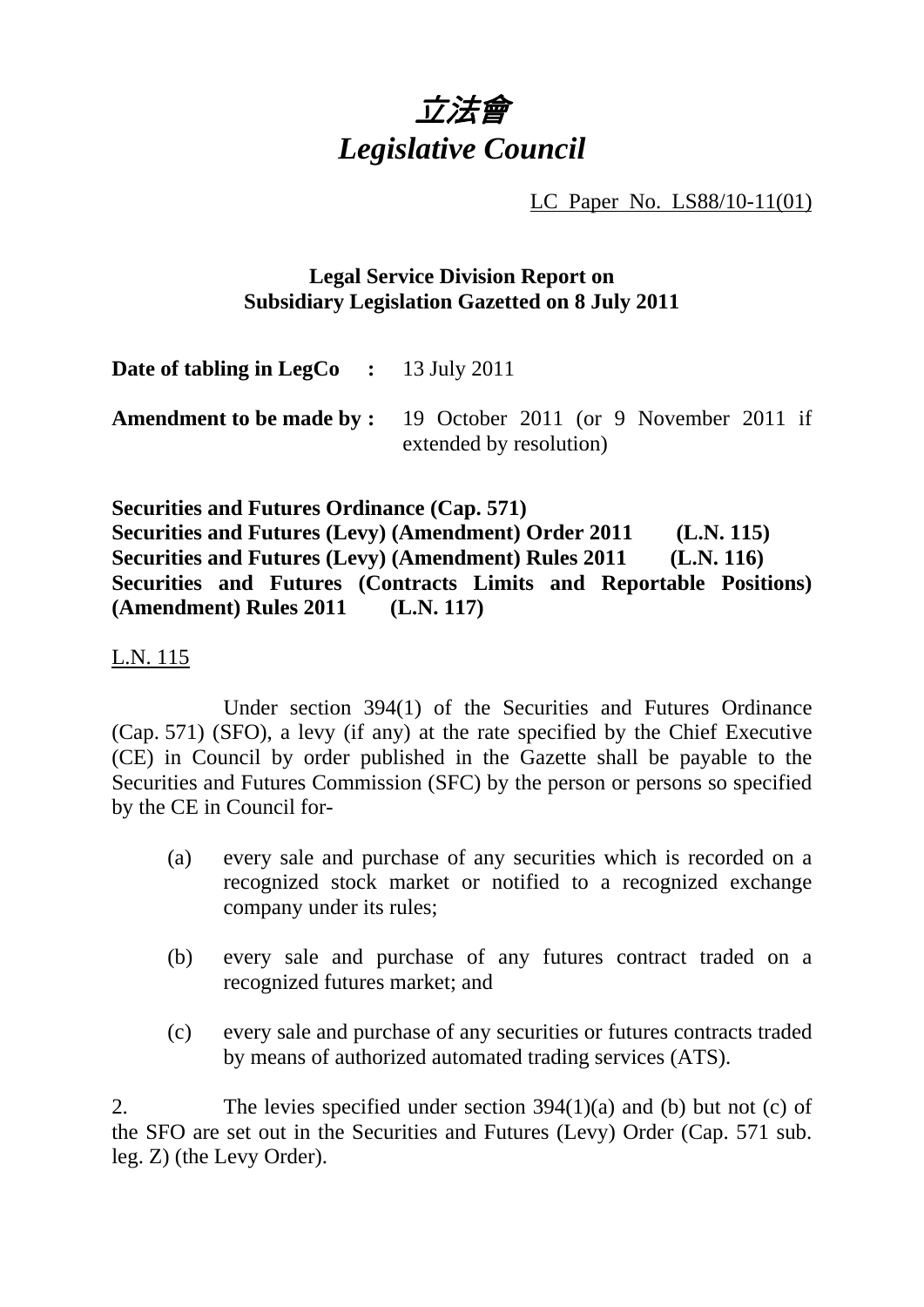# *立法會*
# *Legislative Council*

LC Paper No. LS88/10-11(01)

**Legal Service Division Report on**
**Subsidiary Legislation Gazetted on 8 July 2011**

**Date of tabling in LegCo :** 13 July 2011

**Amendment to be made by :** 19 October 2011 (or 9 November 2011 if extended by resolution)

**Securities and Futures Ordinance (Cap. 571)**
**Securities and Futures (Levy) (Amendment) Order 2011 (L.N. 115)**
**Securities and Futures (Levy) (Amendment) Rules 2011 (L.N. 116)**
**Securities and Futures (Contracts Limits and Reportable Positions) (Amendment) Rules 2011 (L.N. 117)**

L.N. 115

Under section 394(1) of the Securities and Futures Ordinance (Cap. 571) (SFO), a levy (if any) at the rate specified by the Chief Executive (CE) in Council by order published in the Gazette shall be payable to the Securities and Futures Commission (SFC) by the person or persons so specified by the CE in Council for-

(a) every sale and purchase of any securities which is recorded on a recognized stock market or notified to a recognized exchange company under its rules;

(b) every sale and purchase of any futures contract traded on a recognized futures market; and

(c) every sale and purchase of any securities or futures contracts traded by means of authorized automated trading services (ATS).

2. The levies specified under section 394(1)(a) and (b) but not (c) of the SFO are set out in the Securities and Futures (Levy) Order (Cap. 571 sub. leg. Z) (the Levy Order).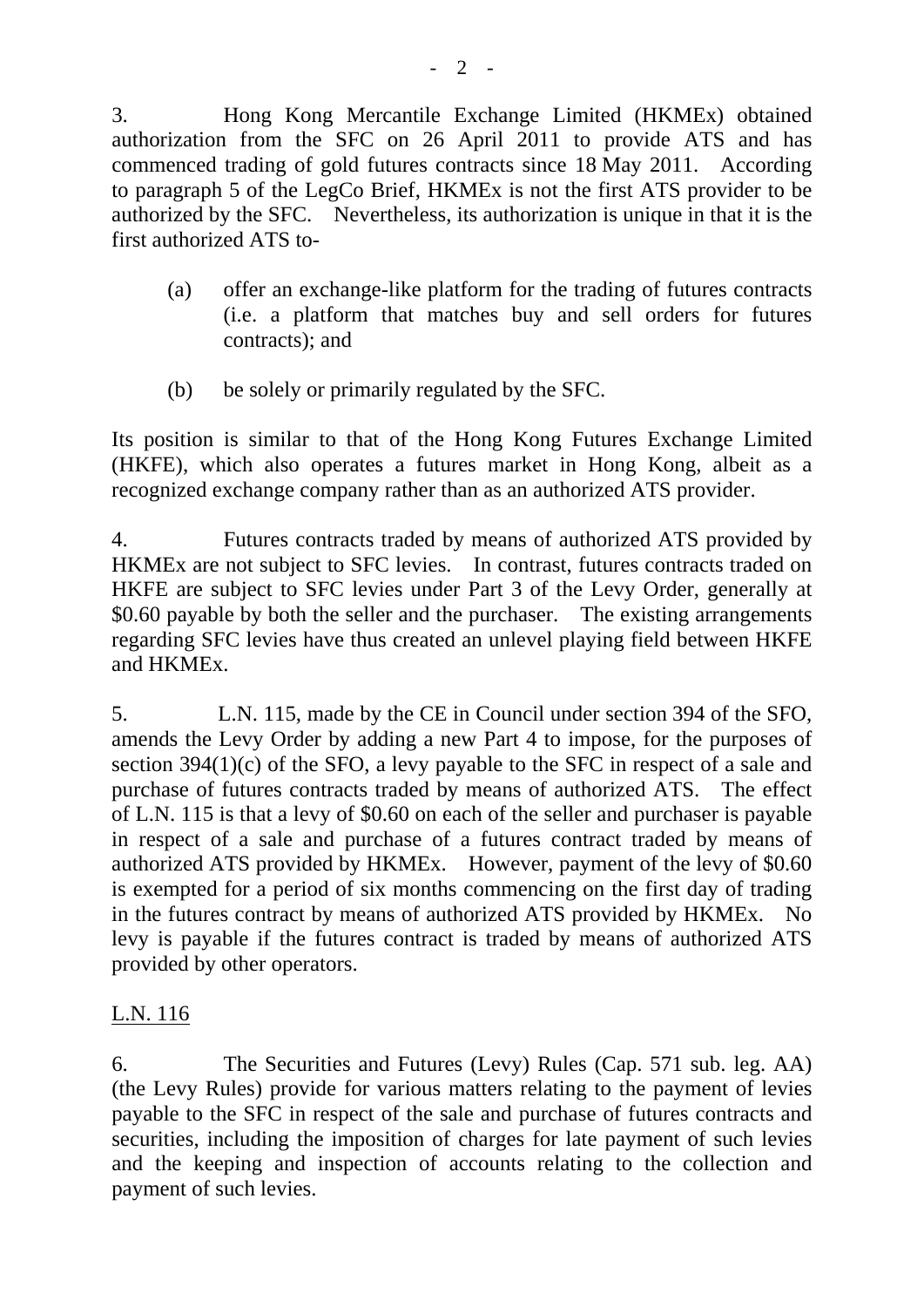3. Hong Kong Mercantile Exchange Limited (HKMEx) obtained authorization from the SFC on 26 April 2011 to provide ATS and has commenced trading of gold futures contracts since 18 May 2011. According to paragraph 5 of the LegCo Brief, HKMEx is not the first ATS provider to be authorized by the SFC. Nevertheless, its authorization is unique in that it is the first authorized ATS to-

(a) offer an exchange-like platform for the trading of futures contracts (i.e. a platform that matches buy and sell orders for futures contracts); and

(b) be solely or primarily regulated by the SFC.

Its position is similar to that of the Hong Kong Futures Exchange Limited (HKFE), which also operates a futures market in Hong Kong, albeit as a recognized exchange company rather than as an authorized ATS provider.

4. Futures contracts traded by means of authorized ATS provided by HKMEx are not subject to SFC levies. In contrast, futures contracts traded on HKFE are subject to SFC levies under Part 3 of the Levy Order, generally at $0.60 payable by both the seller and the purchaser. The existing arrangements regarding SFC levies have thus created an unlevel playing field between HKFE and HKMEx.

5. L.N. 115, made by the CE in Council under section 394 of the SFO, amends the Levy Order by adding a new Part 4 to impose, for the purposes of section 394(1)(c) of the SFO, a levy payable to the SFC in respect of a sale and purchase of futures contracts traded by means of authorized ATS. The effect of L.N. 115 is that a levy of $0.60 on each of the seller and purchaser is payable in respect of a sale and purchase of a futures contract traded by means of authorized ATS provided by HKMEx. However, payment of the levy of $0.60 is exempted for a period of six months commencing on the first day of trading in the futures contract by means of authorized ATS provided by HKMEx. No levy is payable if the futures contract is traded by means of authorized ATS provided by other operators.

L.N. 116

6. The Securities and Futures (Levy) Rules (Cap. 571 sub. leg. AA) (the Levy Rules) provide for various matters relating to the payment of levies payable to the SFC in respect of the sale and purchase of futures contracts and securities, including the imposition of charges for late payment of such levies and the keeping and inspection of accounts relating to the collection and payment of such levies.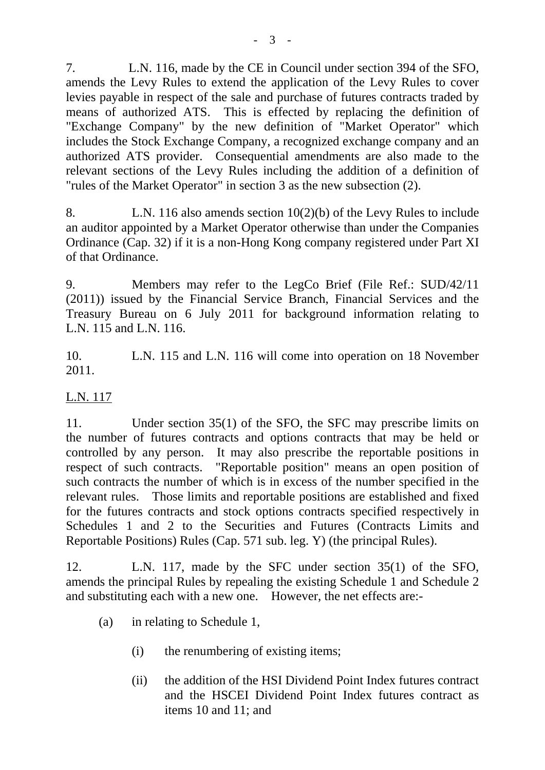7. L.N. 116, made by the CE in Council under section 394 of the SFO, amends the Levy Rules to extend the application of the Levy Rules to cover levies payable in respect of the sale and purchase of futures contracts traded by means of authorized ATS. This is effected by replacing the definition of "Exchange Company" by the new definition of "Market Operator" which includes the Stock Exchange Company, a recognized exchange company and an authorized ATS provider. Consequential amendments are also made to the relevant sections of the Levy Rules including the addition of a definition of "rules of the Market Operator" in section 3 as the new subsection (2).

8. L.N. 116 also amends section 10(2)(b) of the Levy Rules to include an auditor appointed by a Market Operator otherwise than under the Companies Ordinance (Cap. 32) if it is a non-Hong Kong company registered under Part XI of that Ordinance.

9. Members may refer to the LegCo Brief (File Ref.: SUD/42/11 (2011)) issued by the Financial Service Branch, Financial Services and the Treasury Bureau on 6 July 2011 for background information relating to L.N. 115 and L.N. 116.

10. L.N. 115 and L.N. 116 will come into operation on 18 November 2011.

<u>L.N. 117</u>

11. Under section 35(1) of the SFO, the SFC may prescribe limits on the number of futures contracts and options contracts that may be held or controlled by any person. It may also prescribe the reportable positions in respect of such contracts. "Reportable position" means an open position of such contracts the number of which is in excess of the number specified in the relevant rules. Those limits and reportable positions are established and fixed for the futures contracts and stock options contracts specified respectively in Schedules 1 and 2 to the Securities and Futures (Contracts Limits and Reportable Positions) Rules (Cap. 571 sub. leg. Y) (the principal Rules).

12. L.N. 117, made by the SFC under section 35(1) of the SFO, amends the principal Rules by repealing the existing Schedule 1 and Schedule 2 and substituting each with a new one. However, the net effects are:-

- (a) in relating to Schedule 1,
  - (i) the renumbering of existing items;
  - (ii) the addition of the HSI Dividend Point Index futures contract and the HSCEI Dividend Point Index futures contract as items 10 and 11; and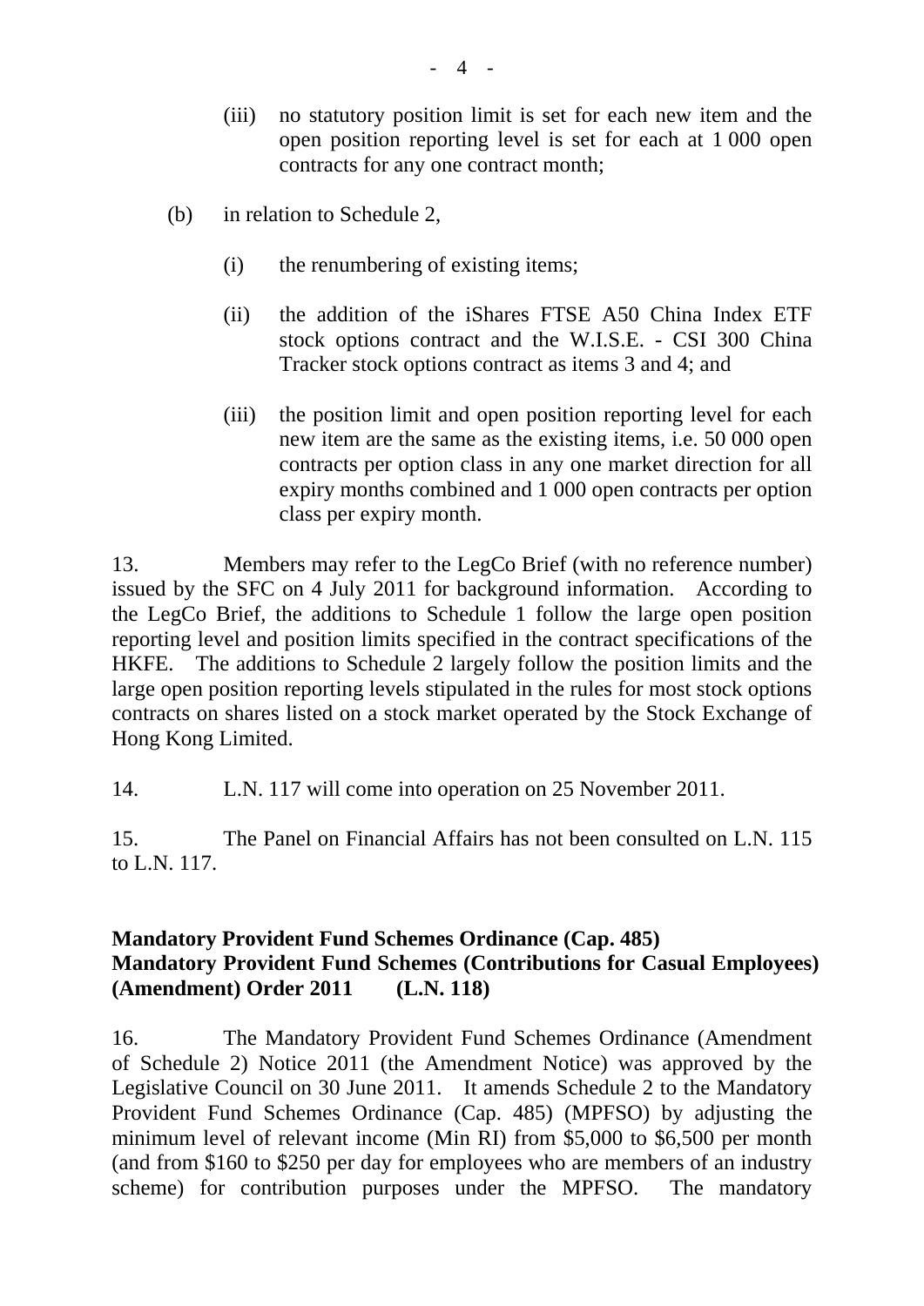(iii) no statutory position limit is set for each new item and the open position reporting level is set for each at 1 000 open contracts for any one contract month;

  (b) in relation to Schedule 2,

    (i) the renumbering of existing items;

    (ii) the addition of the iShares FTSE A50 China Index ETF stock options contract and the W.I.S.E. - CSI 300 China Tracker stock options contract as items 3 and 4; and

    (iii) the position limit and open position reporting level for each new item are the same as the existing items, i.e. 50 000 open contracts per option class in any one market direction for all expiry months combined and 1 000 open contracts per option class per expiry month.

13. Members may refer to the LegCo Brief (with no reference number) issued by the SFC on 4 July 2011 for background information. According to the LegCo Brief, the additions to Schedule 1 follow the large open position reporting level and position limits specified in the contract specifications of the HKFE. The additions to Schedule 2 largely follow the position limits and the large open position reporting levels stipulated in the rules for most stock options contracts on shares listed on a stock market operated by the Stock Exchange of Hong Kong Limited.

14. L.N. 117 will come into operation on 25 November 2011.

15. The Panel on Financial Affairs has not been consulted on L.N. 115 to L.N. 117.

**Mandatory Provident Fund Schemes Ordinance (Cap. 485)**
**Mandatory Provident Fund Schemes (Contributions for Casual Employees) (Amendment) Order 2011 (L.N. 118)**

16. The Mandatory Provident Fund Schemes Ordinance (Amendment of Schedule 2) Notice 2011 (the Amendment Notice) was approved by the Legislative Council on 30 June 2011. It amends Schedule 2 to the Mandatory Provident Fund Schemes Ordinance (Cap. 485) (MPFSO) by adjusting the minimum level of relevant income (Min RI) from $5,000 to $6,500 per month (and from $160 to $250 per day for employees who are members of an industry scheme) for contribution purposes under the MPFSO. The mandatory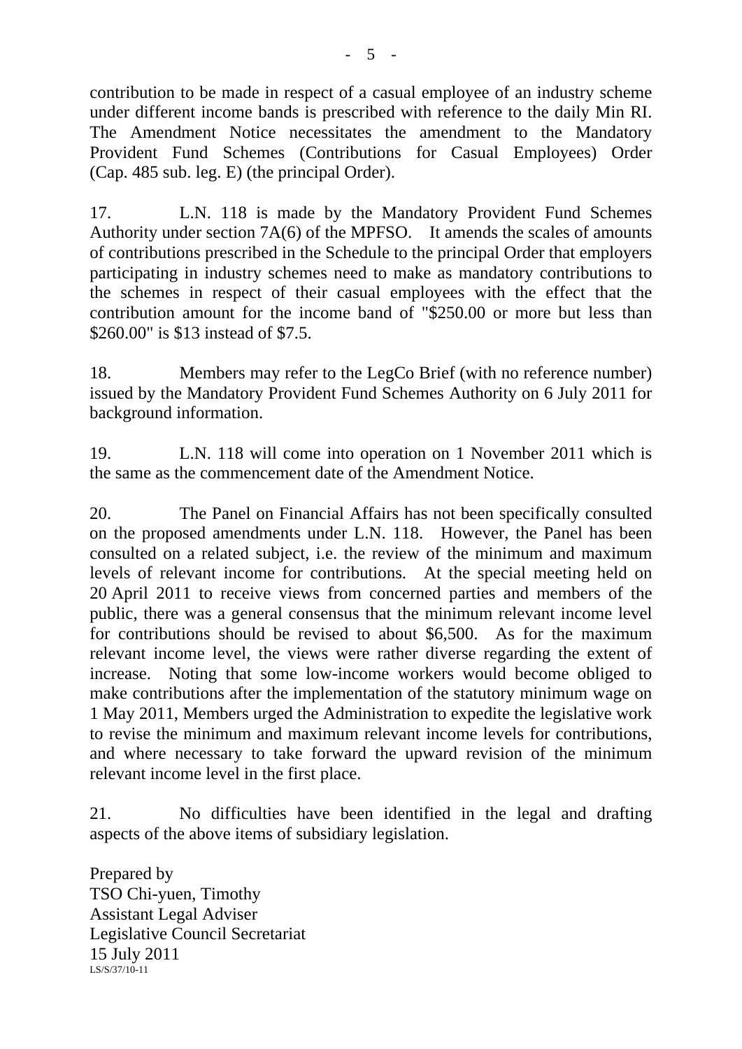contribution to be made in respect of a casual employee of an industry scheme under different income bands is prescribed with reference to the daily Min RI. The Amendment Notice necessitates the amendment to the Mandatory Provident Fund Schemes (Contributions for Casual Employees) Order (Cap. 485 sub. leg. E) (the principal Order).

17. L.N. 118 is made by the Mandatory Provident Fund Schemes Authority under section 7A(6) of the MPFSO. It amends the scales of amounts of contributions prescribed in the Schedule to the principal Order that employers participating in industry schemes need to make as mandatory contributions to the schemes in respect of their casual employees with the effect that the contribution amount for the income band of "$250.00 or more but less than $260.00" is $13 instead of $7.5.

18. Members may refer to the LegCo Brief (with no reference number) issued by the Mandatory Provident Fund Schemes Authority on 6 July 2011 for background information.

19. L.N. 118 will come into operation on 1 November 2011 which is the same as the commencement date of the Amendment Notice.

20. The Panel on Financial Affairs has not been specifically consulted on the proposed amendments under L.N. 118. However, the Panel has been consulted on a related subject, i.e. the review of the minimum and maximum levels of relevant income for contributions. At the special meeting held on 20 April 2011 to receive views from concerned parties and members of the public, there was a general consensus that the minimum relevant income level for contributions should be revised to about $6,500. As for the maximum relevant income level, the views were rather diverse regarding the extent of increase. Noting that some low-income workers would become obliged to make contributions after the implementation of the statutory minimum wage on 1 May 2011, Members urged the Administration to expedite the legislative work to revise the minimum and maximum relevant income levels for contributions, and where necessary to take forward the upward revision of the minimum relevant income level in the first place.

21. No difficulties have been identified in the legal and drafting aspects of the above items of subsidiary legislation.

Prepared by
TSO Chi-yuen, Timothy
Assistant Legal Adviser
Legislative Council Secretariat
15 July 2011
LS/S/37/10-11